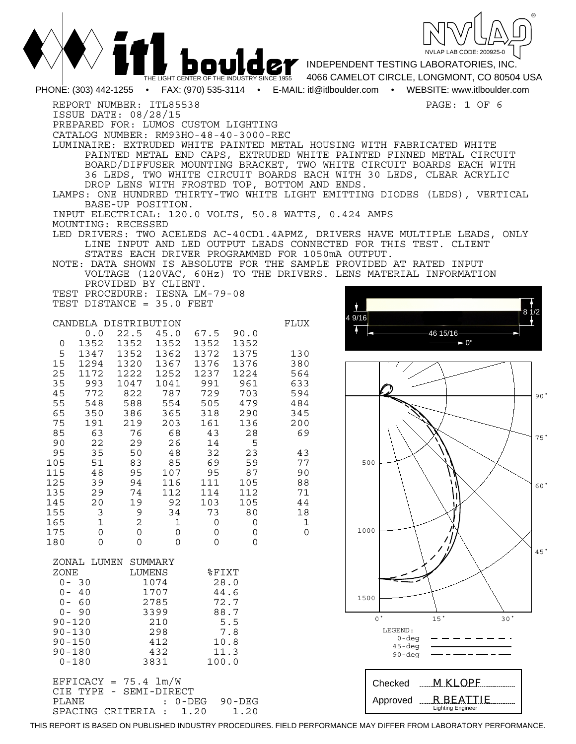**itl boulder** — THE LIGHT CENTER OF THE INDUSTRY SINCE 1955

NVLAP LAB CODE: 200925-0

INDEPENDENT TESTING LABORATORIES, INC.
4066 CAMELOT CIRCLE, LONGMONT, CO 80504 USA

PHONE: (303) 442-1255 • FAX: (970) 535-3114 • E-MAIL: itl@itlboulder.com • WEBSITE: www.itlboulder.com

REPORT NUMBER: ITL85538
ISSUE DATE: 08/28/15
PREPARED FOR: LUMOS CUSTOM LIGHTING
CATALOG NUMBER: RM93HO-48-40-3000-REC
LUMINAIRE: EXTRUDED WHITE PAINTED METAL HOUSING WITH FABRICATED WHITE PAINTED METAL END CAPS, EXTRUDED WHITE PAINTED FINNED METAL CIRCUIT BOARD/DIFFUSER MOUNTING BRACKET, TWO WHITE CIRCUIT BOARDS EACH WITH 36 LEDS, TWO WHITE CIRCUIT BOARDS EACH WITH 30 LEDS, CLEAR ACRYLIC DROP LENS WITH FROSTED TOP, BOTTOM AND ENDS.
LAMPS: ONE HUNDRED THIRTY-TWO WHITE LIGHT EMITTING DIODES (LEDS), VERTICAL BASE-UP POSITION.
INPUT ELECTRICAL: 120.0 VOLTS, 50.8 WATTS, 0.424 AMPS
MOUNTING: RECESSED
LED DRIVERS: TWO ACELEDS AC-40CD1.4APMZ, DRIVERS HAVE MULTIPLE LEADS, ONLY LINE INPUT AND LED OUTPUT LEADS CONNECTED FOR THIS TEST. CLIENT STATES EACH DRIVER PROGRAMMED FOR 1050mA OUTPUT.
NOTE: DATA SHOWN IS ABSOLUTE FOR THE SAMPLE PROVIDED AT RATED INPUT VOLTAGE (120VAC, 60Hz) TO THE DRIVERS. LENS MATERIAL INFORMATION PROVIDED BY CLIENT.
TEST PROCEDURE: IESNA LM-79-08
TEST DISTANCE = 35.0 FEET

4 9/16 — 46 15/16 — 8 1/2 — 0°

CANDELA DISTRIBUTION

| | 0.0 | 22.5 | 45.0 | 67.5 | 90.0 | FLUX |
|---|---|---|---|---|---|---|
| 0 | 1352 | 1352 | 1352 | 1352 | 1352 | |
| 5 | 1347 | 1352 | 1362 | 1372 | 1375 | 130 |
| 15 | 1294 | 1320 | 1367 | 1376 | 1376 | 380 |
| 25 | 1172 | 1222 | 1252 | 1237 | 1224 | 564 |
| 35 | 993 | 1047 | 1041 | 991 | 961 | 633 |
| 45 | 772 | 822 | 787 | 729 | 703 | 594 |
| 55 | 548 | 588 | 554 | 505 | 479 | 484 |
| 65 | 350 | 386 | 365 | 318 | 290 | 345 |
| 75 | 191 | 219 | 203 | 161 | 136 | 200 |
| 85 | 63 | 76 | 68 | 43 | 28 | 69 |
| 90 | 22 | 29 | 26 | 14 | 5 | |
| 95 | 35 | 50 | 48 | 32 | 23 | 43 |
| 105 | 51 | 83 | 85 | 69 | 59 | 77 |
| 115 | 48 | 95 | 107 | 95 | 87 | 90 |
| 125 | 39 | 94 | 116 | 111 | 105 | 88 |
| 135 | 29 | 74 | 112 | 114 | 112 | 71 |
| 145 | 20 | 19 | 92 | 103 | 105 | 44 |
| 155 | 3 | 9 | 34 | 73 | 80 | 18 |
| 165 | 1 | 2 | 1 | 0 | 0 | 1 |
| 175 | 0 | 0 | 0 | 0 | 0 | 0 |
| 180 | 0 | 0 | 0 | 0 | 0 | |

ZONAL LUMEN SUMMARY

| ZONE | LUMENS | %FIXT |
|---|---|---|
| 0- 30 | 1074 | 28.0 |
| 0- 40 | 1707 | 44.6 |
| 0- 60 | 2785 | 72.7 |
| 0- 90 | 3399 | 88.7 |
| 90-120 | 210 | 5.5 |
| 90-130 | 298 | 7.8 |
| 90-150 | 412 | 10.8 |
| 90-180 | 432 | 11.3 |
| 0-180 | 3831 | 100.0 |

EFFICACY = 75.4 lm/W
CIE TYPE - SEMI-DIRECT

| PLANE | : 0-DEG | 90-DEG |
|---|---|---|
| SPACING CRITERIA : | 1.20 | 1.20 |

LEGEND: 0-deg (dashed), 45-deg (solid), 90-deg (dash-dot)

Checked: M KLOPF
Approved: R BEATTIE, Lighting Engineer

THIS REPORT IS BASED ON PUBLISHED INDUSTRY PROCEDURES. FIELD PERFORMANCE MAY DIFFER FROM LABORATORY PERFORMANCE.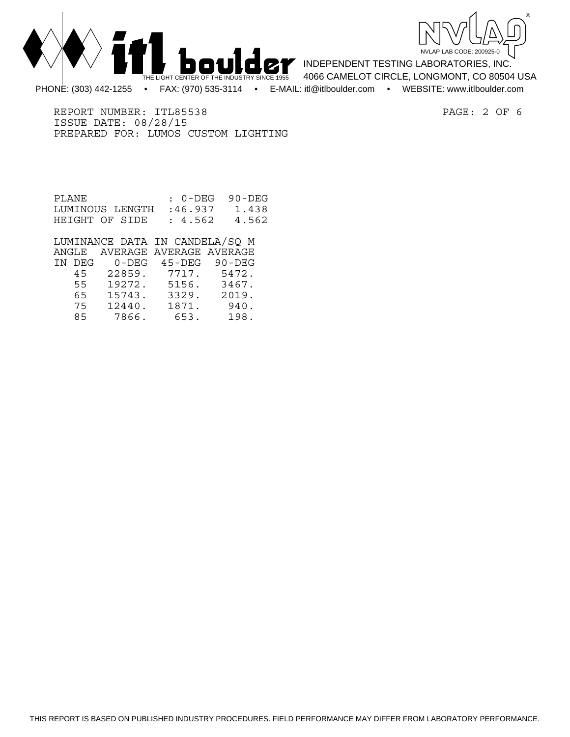REPORT NUMBER: ITL85538
ISSUE DATE: 08/28/15
PREPARED FOR: LUMOS CUSTOM LIGHTING

| PLANE | 0-DEG | 90-DEG |
|---|---|---|
| LUMINOUS LENGTH | 46.937 | 1.438 |
| HEIGHT OF SIDE | 4.562 | 4.562 |

LUMINANCE DATA IN CANDELA/SQ M

| ANGLE IN DEG | AVERAGE 0-DEG | AVERAGE 45-DEG | AVERAGE 90-DEG |
|---|---|---|---|
| 45 | 22859. | 7717. | 5472. |
| 55 | 19272. | 5156. | 3467. |
| 65 | 15743. | 3329. | 2019. |
| 75 | 12440. | 1871. | 940. |
| 85 | 7866. | 653. | 198. |

THIS REPORT IS BASED ON PUBLISHED INDUSTRY PROCEDURES. FIELD PERFORMANCE MAY DIFFER FROM LABORATORY PERFORMANCE.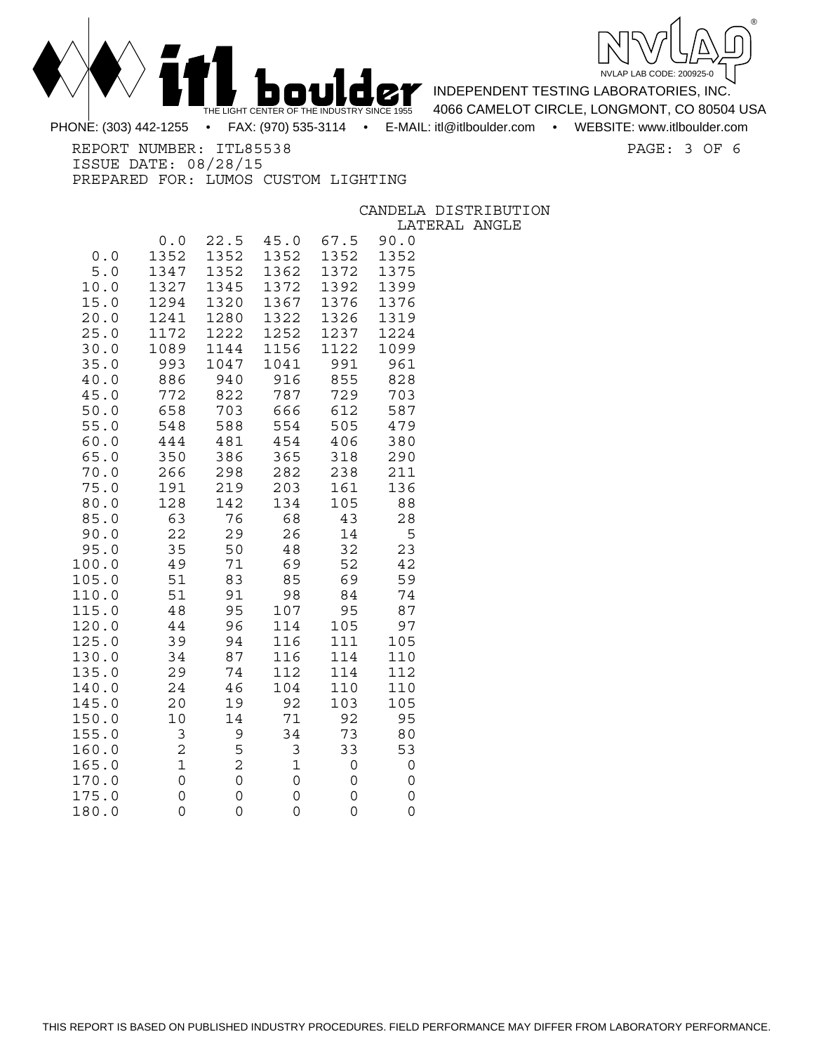REPORT NUMBER: ITL85538

ISSUE DATE: 08/28/15

PREPARED FOR: LUMOS CUSTOM LIGHTING

## CANDELA DISTRIBUTION

| | LATERAL ANGLE | | | | |
|---|---|---|---|---|---|
| | 0.0 | 22.5 | 45.0 | 67.5 | 90.0 |
| 0.0 | 1352 | 1352 | 1352 | 1352 | 1352 |
| 5.0 | 1347 | 1352 | 1362 | 1372 | 1375 |
| 10.0 | 1327 | 1345 | 1372 | 1392 | 1399 |
| 15.0 | 1294 | 1320 | 1367 | 1376 | 1376 |
| 20.0 | 1241 | 1280 | 1322 | 1326 | 1319 |
| 25.0 | 1172 | 1222 | 1252 | 1237 | 1224 |
| 30.0 | 1089 | 1144 | 1156 | 1122 | 1099 |
| 35.0 | 993 | 1047 | 1041 | 991 | 961 |
| 40.0 | 886 | 940 | 916 | 855 | 828 |
| 45.0 | 772 | 822 | 787 | 729 | 703 |
| 50.0 | 658 | 703 | 666 | 612 | 587 |
| 55.0 | 548 | 588 | 554 | 505 | 479 |
| 60.0 | 444 | 481 | 454 | 406 | 380 |
| 65.0 | 350 | 386 | 365 | 318 | 290 |
| 70.0 | 266 | 298 | 282 | 238 | 211 |
| 75.0 | 191 | 219 | 203 | 161 | 136 |
| 80.0 | 128 | 142 | 134 | 105 | 88 |
| 85.0 | 63 | 76 | 68 | 43 | 28 |
| 90.0 | 22 | 29 | 26 | 14 | 5 |
| 95.0 | 35 | 50 | 48 | 32 | 23 |
| 100.0 | 49 | 71 | 69 | 52 | 42 |
| 105.0 | 51 | 83 | 85 | 69 | 59 |
| 110.0 | 51 | 91 | 98 | 84 | 74 |
| 115.0 | 48 | 95 | 107 | 95 | 87 |
| 120.0 | 44 | 96 | 114 | 105 | 97 |
| 125.0 | 39 | 94 | 116 | 111 | 105 |
| 130.0 | 34 | 87 | 116 | 114 | 110 |
| 135.0 | 29 | 74 | 112 | 114 | 112 |
| 140.0 | 24 | 46 | 104 | 110 | 110 |
| 145.0 | 20 | 19 | 92 | 103 | 105 |
| 150.0 | 10 | 14 | 71 | 92 | 95 |
| 155.0 | 3 | 9 | 34 | 73 | 80 |
| 160.0 | 2 | 5 | 3 | 33 | 53 |
| 165.0 | 1 | 2 | 1 | 0 | 0 |
| 170.0 | 0 | 0 | 0 | 0 | 0 |
| 175.0 | 0 | 0 | 0 | 0 | 0 |
| 180.0 | 0 | 0 | 0 | 0 | 0 |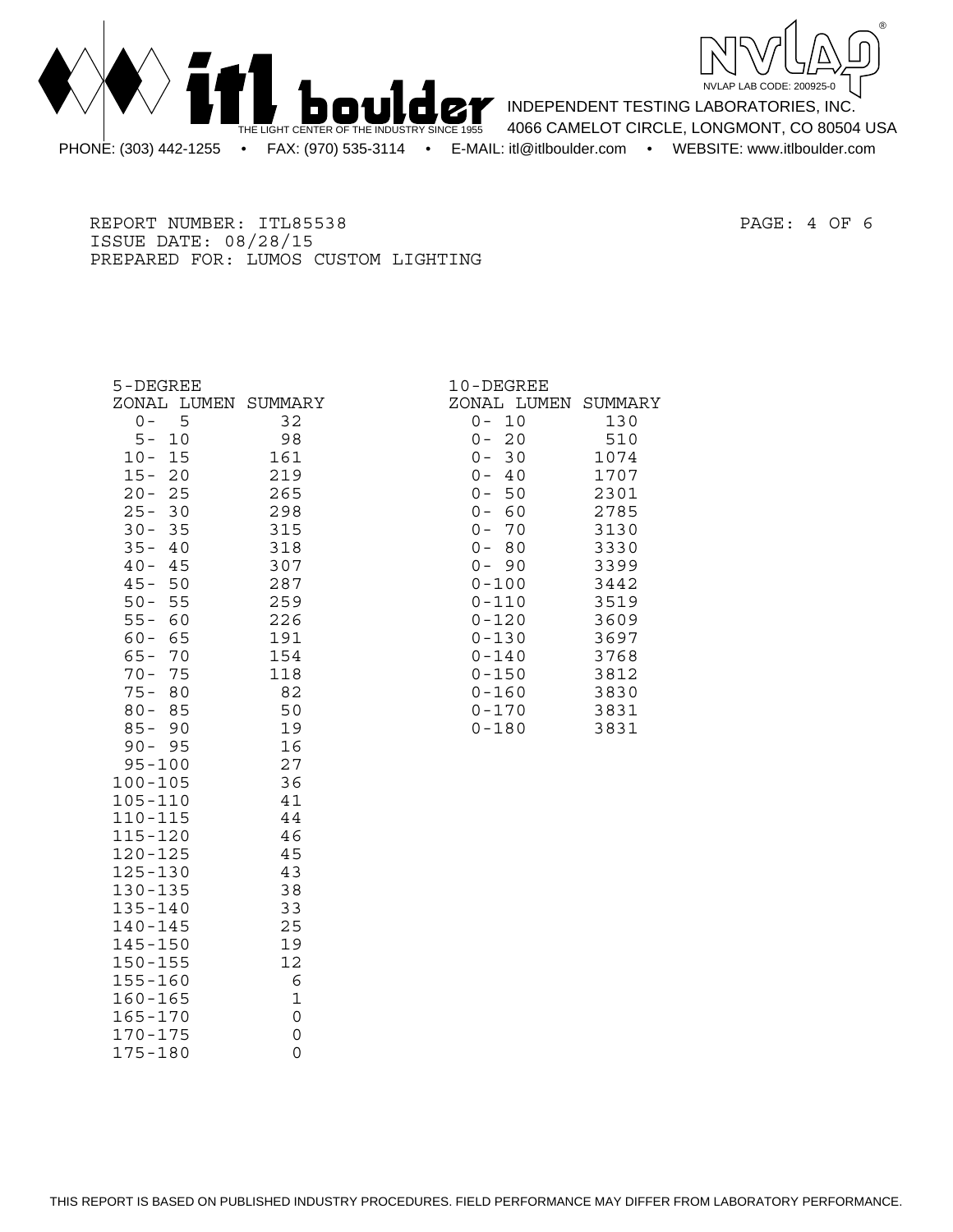REPORT NUMBER: ITL85538
ISSUE DATE: 08/28/15
PREPARED FOR: LUMOS CUSTOM LIGHTING

## 5-DEGREE ZONAL LUMEN SUMMARY

| Zone | Lumens |
|---|---|
| 0- 5 | 32 |
| 5- 10 | 98 |
| 10- 15 | 161 |
| 15- 20 | 219 |
| 20- 25 | 265 |
| 25- 30 | 298 |
| 30- 35 | 315 |
| 35- 40 | 318 |
| 40- 45 | 307 |
| 45- 50 | 287 |
| 50- 55 | 259 |
| 55- 60 | 226 |
| 60- 65 | 191 |
| 65- 70 | 154 |
| 70- 75 | 118 |
| 75- 80 | 82 |
| 80- 85 | 50 |
| 85- 90 | 19 |
| 90- 95 | 16 |
| 95-100 | 27 |
| 100-105 | 36 |
| 105-110 | 41 |
| 110-115 | 44 |
| 115-120 | 46 |
| 120-125 | 45 |
| 125-130 | 43 |
| 130-135 | 38 |
| 135-140 | 33 |
| 140-145 | 25 |
| 145-150 | 19 |
| 150-155 | 12 |
| 155-160 | 6 |
| 160-165 | 1 |
| 165-170 | 0 |
| 170-175 | 0 |
| 175-180 | 0 |

## 10-DEGREE ZONAL LUMEN SUMMARY

| Zone | Lumens |
|---|---|
| 0- 10 | 130 |
| 0- 20 | 510 |
| 0- 30 | 1074 |
| 0- 40 | 1707 |
| 0- 50 | 2301 |
| 0- 60 | 2785 |
| 0- 70 | 3130 |
| 0- 80 | 3330 |
| 0- 90 | 3399 |
| 0-100 | 3442 |
| 0-110 | 3519 |
| 0-120 | 3609 |
| 0-130 | 3697 |
| 0-140 | 3768 |
| 0-150 | 3812 |
| 0-160 | 3830 |
| 0-170 | 3831 |
| 0-180 | 3831 |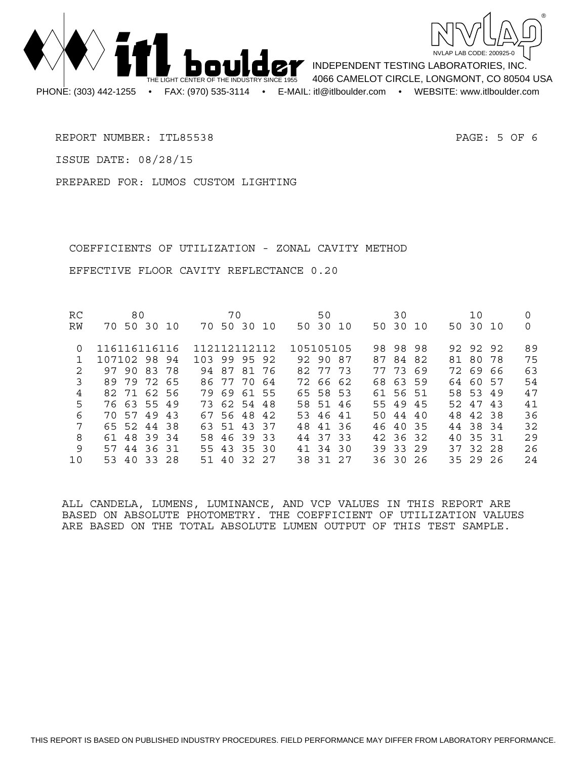REPORT NUMBER: ITL85538

ISSUE DATE: 08/28/15

PREPARED FOR: LUMOS CUSTOM LIGHTING

## COEFFICIENTS OF UTILIZATION - ZONAL CAVITY METHOD

EFFECTIVE FLOOR CAVITY REFLECTANCE 0.20

| RC | 80 | | | | 70 | | | | 50 | | | 30 | | | 10 | | | 0 |
|---|---|---|---|---|---|---|---|---|---|---|---|---|---|---|---|---|---|---|
| RW | 70 | 50 | 30 | 10 | 70 | 50 | 30 | 10 | 50 | 30 | 10 | 50 | 30 | 10 | 50 | 30 | 10 | 0 |
| 0 | 116 | 116 | 116 | 116 | 112 | 112 | 112 | 112 | 105 | 105 | 105 | 98 | 98 | 98 | 92 | 92 | 92 | 89 |
| 1 | 107 | 102 | 98 | 94 | 103 | 99 | 95 | 92 | 92 | 90 | 87 | 87 | 84 | 82 | 81 | 80 | 78 | 75 |
| 2 | 97 | 90 | 83 | 78 | 94 | 87 | 81 | 76 | 82 | 77 | 73 | 77 | 73 | 69 | 72 | 69 | 66 | 63 |
| 3 | 89 | 79 | 72 | 65 | 86 | 77 | 70 | 64 | 72 | 66 | 62 | 68 | 63 | 59 | 64 | 60 | 57 | 54 |
| 4 | 82 | 71 | 62 | 56 | 79 | 69 | 61 | 55 | 65 | 58 | 53 | 61 | 56 | 51 | 58 | 53 | 49 | 47 |
| 5 | 76 | 63 | 55 | 49 | 73 | 62 | 54 | 48 | 58 | 51 | 46 | 55 | 49 | 45 | 52 | 47 | 43 | 41 |
| 6 | 70 | 57 | 49 | 43 | 67 | 56 | 48 | 42 | 53 | 46 | 41 | 50 | 44 | 40 | 48 | 42 | 38 | 36 |
| 7 | 65 | 52 | 44 | 38 | 63 | 51 | 43 | 37 | 48 | 41 | 36 | 46 | 40 | 35 | 44 | 38 | 34 | 32 |
| 8 | 61 | 48 | 39 | 34 | 58 | 46 | 39 | 33 | 44 | 37 | 33 | 42 | 36 | 32 | 40 | 35 | 31 | 29 |
| 9 | 57 | 44 | 36 | 31 | 55 | 43 | 35 | 30 | 41 | 34 | 30 | 39 | 33 | 29 | 37 | 32 | 28 | 26 |
| 10 | 53 | 40 | 33 | 28 | 51 | 40 | 32 | 27 | 38 | 31 | 27 | 36 | 30 | 26 | 35 | 29 | 26 | 24 |

ALL CANDELA, LUMENS, LUMINANCE, AND VCP VALUES IN THIS REPORT ARE BASED ON ABSOLUTE PHOTOMETRY. THE COEFFICIENT OF UTILIZATION VALUES ARE BASED ON THE TOTAL ABSOLUTE LUMEN OUTPUT OF THIS TEST SAMPLE.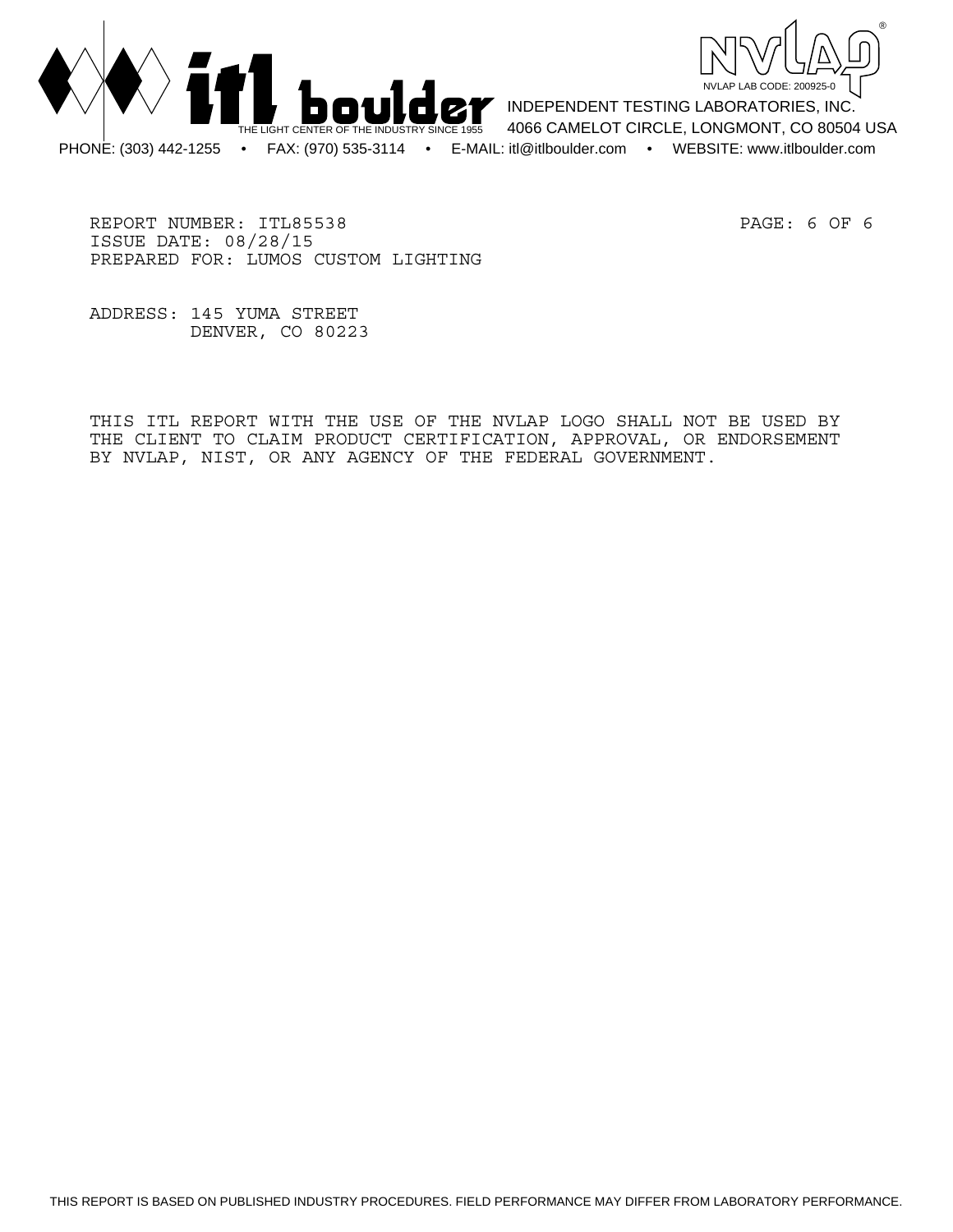REPORT NUMBER: ITL85538
ISSUE DATE: 08/28/15
PREPARED FOR: LUMOS CUSTOM LIGHTING

ADDRESS: 145 YUMA STREET
DENVER, CO 80223

THIS ITL REPORT WITH THE USE OF THE NVLAP LOGO SHALL NOT BE USED BY THE CLIENT TO CLAIM PRODUCT CERTIFICATION, APPROVAL, OR ENDORSEMENT BY NVLAP, NIST, OR ANY AGENCY OF THE FEDERAL GOVERNMENT.